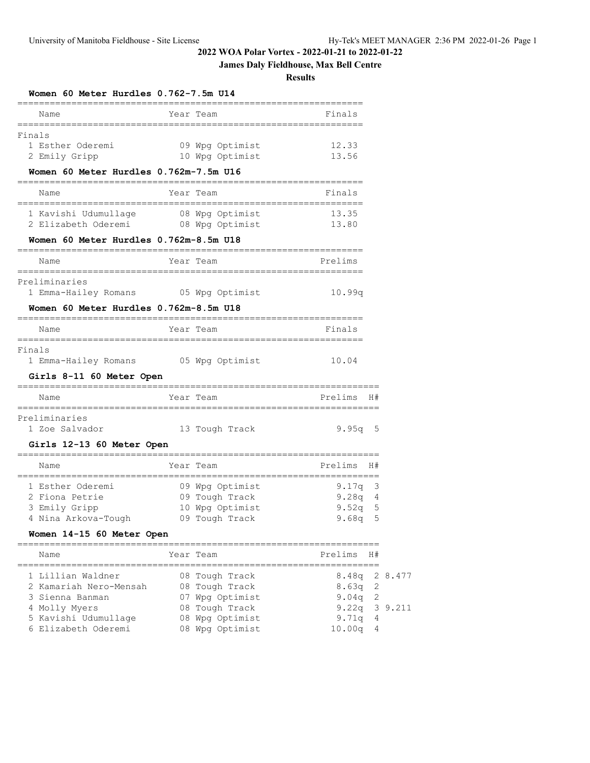# 2022 WOA Polar Vortex - 2022-01-21 to 2022-01-22

## James Daly Fieldhouse, Max Bell Centre

### Results

**Women 60 Meter Hurdles 0.762-7.5m U14**

Finals

| Name | Year | Team | Finals |
|---|---|---|---|
| 1 Esther Oderemi | 09 | Wpg Optimist | 12.33 |
| 2 Emily Gripp | 10 | Wpg Optimist | 13.56 |

**Women 60 Meter Hurdles 0.762m-7.5m U16**

| Name | Year | Team | Finals |
|---|---|---|---|
| 1 Kavishi Udumullage | 08 | Wpg Optimist | 13.35 |
| 2 Elizabeth Oderemi | 08 | Wpg Optimist | 13.80 |

**Women 60 Meter Hurdles 0.762m-8.5m U18**

Preliminaries

| Name | Year | Team | Prelims |
|---|---|---|---|
| 1 Emma-Hailey Romans | 05 | Wpg Optimist | 10.99q |

**Women 60 Meter Hurdles 0.762m-8.5m U18**

Finals

| Name | Year | Team | Finals |
|---|---|---|---|
| 1 Emma-Hailey Romans | 05 | Wpg Optimist | 10.04 |

**Girls 8-11 60 Meter Open**

Preliminaries

| Name | Year | Team | Prelims | H# |
|---|---|---|---|---|
| 1 Zoe Salvador | 13 | Tough Track | 9.95q | 5 |

**Girls 12-13 60 Meter Open**

| Name | Year | Team | Prelims | H# |
|---|---|---|---|---|
| 1 Esther Oderemi | 09 | Wpg Optimist | 9.17q | 3 |
| 2 Fiona Petrie | 09 | Tough Track | 9.28q | 4 |
| 3 Emily Gripp | 10 | Wpg Optimist | 9.52q | 5 |
| 4 Nina Arkova-Tough | 09 | Tough Track | 9.68q | 5 |

**Women 14-15 60 Meter Open**

| Name | Year | Team | Prelims | H# | |
|---|---|---|---|---|---|
| 1 Lillian Waldner | 08 | Tough Track | 8.48q | 2 | 8.477 |
| 2 Kamariah Nero-Mensah | 08 | Tough Track | 8.63q | 2 | |
| 3 Sienna Banman | 07 | Wpg Optimist | 9.04q | 2 | |
| 4 Molly Myers | 08 | Tough Track | 9.22q | 3 | 9.211 |
| 5 Kavishi Udumullage | 08 | Wpg Optimist | 9.71q | 4 | |
| 6 Elizabeth Oderemi | 08 | Wpg Optimist | 10.00q | 4 | |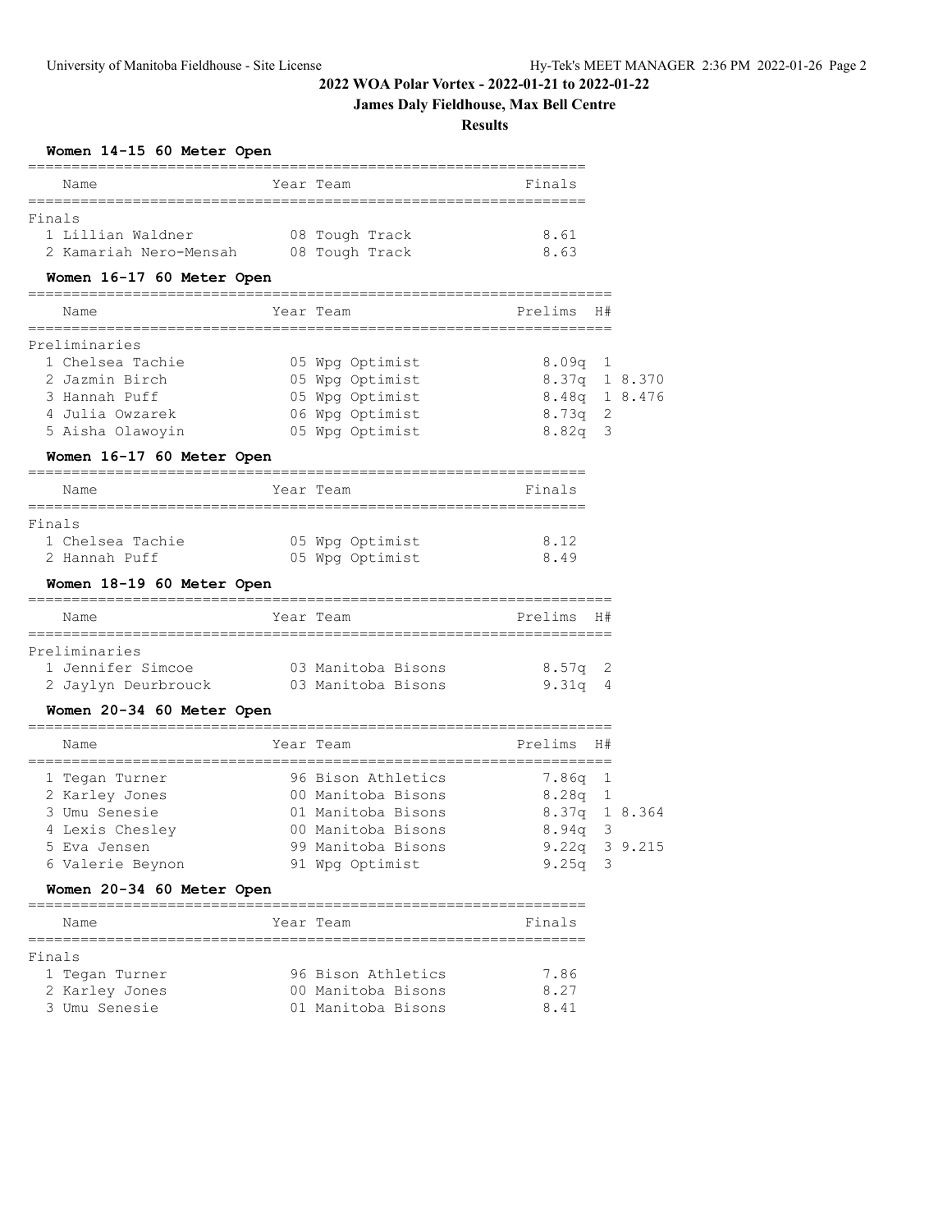## 2022 WOA Polar Vortex - 2022-01-21 to 2022-01-22

**James Daly Fieldhouse, Max Bell Centre**

**Results**

### Women 14-15 60 Meter Open

| Name | Year | Team | Finals |
|---|---|---|---|
| **Finals** | | | |
| 1 Lillian Waldner | 08 | Tough Track | 8.61 |
| 2 Kamariah Nero-Mensah | 08 | Tough Track | 8.63 |

### Women 16-17 60 Meter Open

| Name | Year | Team | Prelims | H# | |
|---|---|---|---|---|---|
| **Preliminaries** | | | | | |
| 1 Chelsea Tachie | 05 | Wpg Optimist | 8.09q | 1 | |
| 2 Jazmin Birch | 05 | Wpg Optimist | 8.37q | 1 | 8.370 |
| 3 Hannah Puff | 05 | Wpg Optimist | 8.48q | 1 | 8.476 |
| 4 Julia Owzarek | 06 | Wpg Optimist | 8.73q | 2 | |
| 5 Aisha Olawoyin | 05 | Wpg Optimist | 8.82q | 3 | |

### Women 16-17 60 Meter Open

| Name | Year | Team | Finals |
|---|---|---|---|
| **Finals** | | | |
| 1 Chelsea Tachie | 05 | Wpg Optimist | 8.12 |
| 2 Hannah Puff | 05 | Wpg Optimist | 8.49 |

### Women 18-19 60 Meter Open

| Name | Year | Team | Prelims | H# |
|---|---|---|---|---|
| **Preliminaries** | | | | |
| 1 Jennifer Simcoe | 03 | Manitoba Bisons | 8.57q | 2 |
| 2 Jaylyn Deurbrouck | 03 | Manitoba Bisons | 9.31q | 4 |

### Women 20-34 60 Meter Open

| Name | Year | Team | Prelims | H# | |
|---|---|---|---|---|---|
| 1 Tegan Turner | 96 | Bison Athletics | 7.86q | 1 | |
| 2 Karley Jones | 00 | Manitoba Bisons | 8.28q | 1 | |
| 3 Umu Senesie | 01 | Manitoba Bisons | 8.37q | 1 | 8.364 |
| 4 Lexis Chesley | 00 | Manitoba Bisons | 8.94q | 3 | |
| 5 Eva Jensen | 99 | Manitoba Bisons | 9.22q | 3 | 9.215 |
| 6 Valerie Beynon | 91 | Wpg Optimist | 9.25q | 3 | |

### Women 20-34 60 Meter Open

| Name | Year | Team | Finals |
|---|---|---|---|
| **Finals** | | | |
| 1 Tegan Turner | 96 | Bison Athletics | 7.86 |
| 2 Karley Jones | 00 | Manitoba Bisons | 8.27 |
| 3 Umu Senesie | 01 | Manitoba Bisons | 8.41 |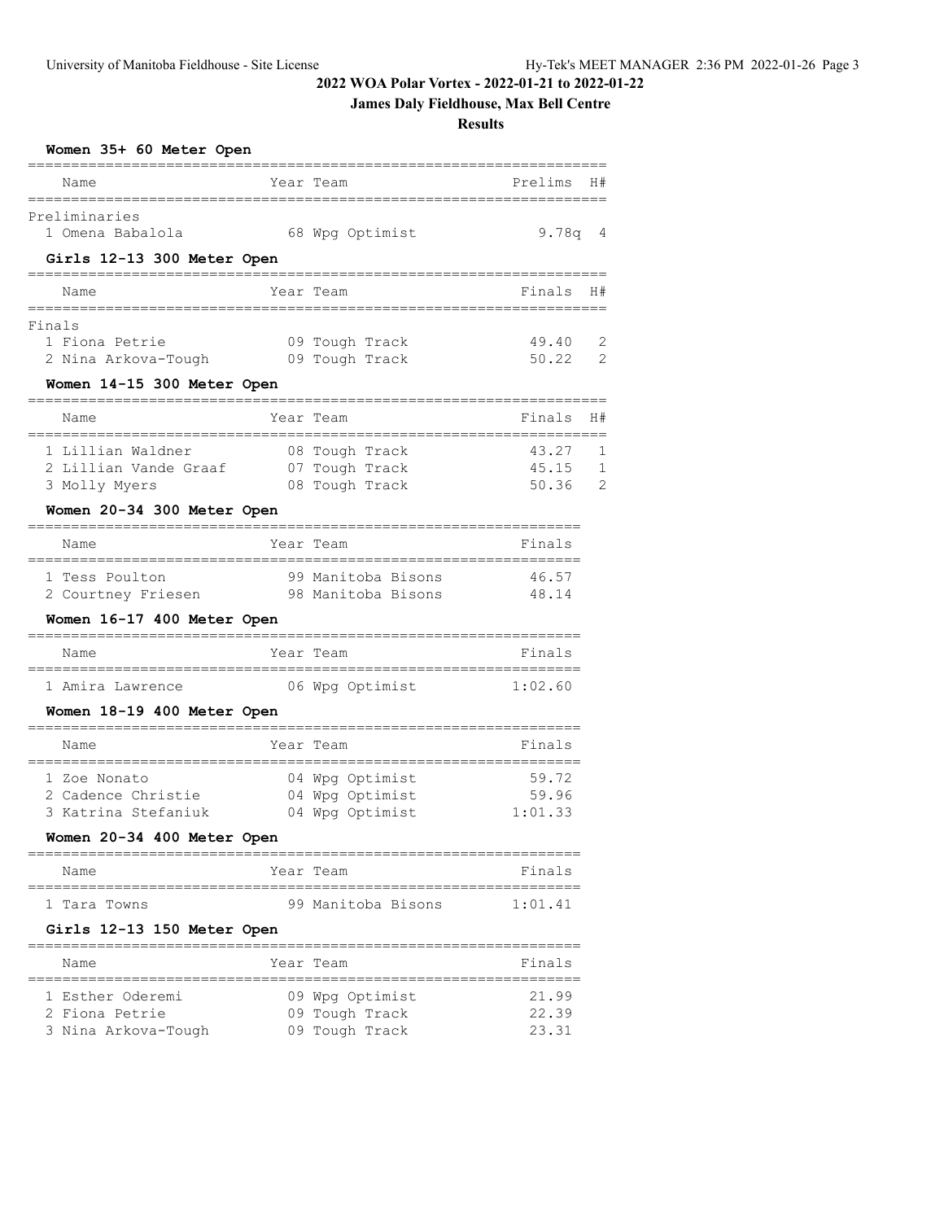**2022 WOA Polar Vortex - 2022-01-21 to 2022-01-22**

**James Daly Fieldhouse, Max Bell Centre**

**Results**

### Women 35+ 60 Meter Open

| Name | Year | Team | Prelims | H# |
|---|---|---|---|---|
| **Preliminaries** | | | | |
| 1 Omena Babalola | 68 | Wpg Optimist | 9.78q | 4 |

### Girls 12-13 300 Meter Open

| Name | Year | Team | Finals | H# |
|---|---|---|---|---|
| **Finals** | | | | |
| 1 Fiona Petrie | 09 | Tough Track | 49.40 | 2 |
| 2 Nina Arkova-Tough | 09 | Tough Track | 50.22 | 2 |

### Women 14-15 300 Meter Open

| Name | Year | Team | Finals | H# |
|---|---|---|---|---|
| 1 Lillian Waldner | 08 | Tough Track | 43.27 | 1 |
| 2 Lillian Vande Graaf | 07 | Tough Track | 45.15 | 1 |
| 3 Molly Myers | 08 | Tough Track | 50.36 | 2 |

### Women 20-34 300 Meter Open

| Name | Year | Team | Finals |
|---|---|---|---|
| 1 Tess Poulton | 99 | Manitoba Bisons | 46.57 |
| 2 Courtney Friesen | 98 | Manitoba Bisons | 48.14 |

### Women 16-17 400 Meter Open

| Name | Year | Team | Finals |
|---|---|---|---|
| 1 Amira Lawrence | 06 | Wpg Optimist | 1:02.60 |

### Women 18-19 400 Meter Open

| Name | Year | Team | Finals |
|---|---|---|---|
| 1 Zoe Nonato | 04 | Wpg Optimist | 59.72 |
| 2 Cadence Christie | 04 | Wpg Optimist | 59.96 |
| 3 Katrina Stefaniuk | 04 | Wpg Optimist | 1:01.33 |

### Women 20-34 400 Meter Open

| Name | Year | Team | Finals |
|---|---|---|---|
| 1 Tara Towns | 99 | Manitoba Bisons | 1:01.41 |

### Girls 12-13 150 Meter Open

| Name | Year | Team | Finals |
|---|---|---|---|
| 1 Esther Oderemi | 09 | Wpg Optimist | 21.99 |
| 2 Fiona Petrie | 09 | Tough Track | 22.39 |
| 3 Nina Arkova-Tough | 09 | Tough Track | 23.31 |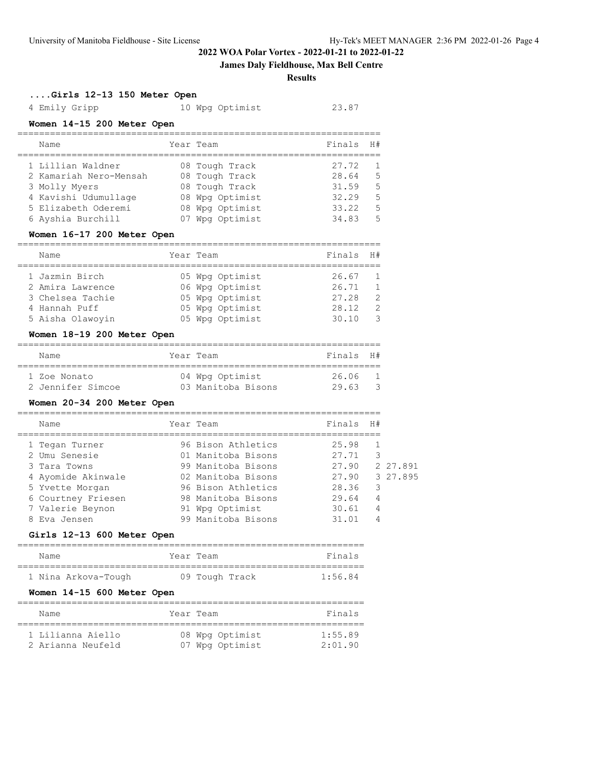## 2022 WOA Polar Vortex - 2022-01-21 to 2022-01-22

### James Daly Fieldhouse, Max Bell Centre

### Results

#### ....Girls 12-13 150 Meter Open

| | Name | Year | Team | Finals |
|---|---|---|---|---|
| 4 | Emily Gripp | 10 | Wpg Optimist | 23.87 |

#### Women 14-15 200 Meter Open

| | Name | Year | Team | Finals | H# |
|---|---|---|---|---|---|
| 1 | Lillian Waldner | 08 | Tough Track | 27.72 | 1 |
| 2 | Kamariah Nero-Mensah | 08 | Tough Track | 28.64 | 5 |
| 3 | Molly Myers | 08 | Tough Track | 31.59 | 5 |
| 4 | Kavishi Udumullage | 08 | Wpg Optimist | 32.29 | 5 |
| 5 | Elizabeth Oderemi | 08 | Wpg Optimist | 33.22 | 5 |
| 6 | Ayshia Burchill | 07 | Wpg Optimist | 34.83 | 5 |

#### Women 16-17 200 Meter Open

| | Name | Year | Team | Finals | H# |
|---|---|---|---|---|---|
| 1 | Jazmin Birch | 05 | Wpg Optimist | 26.67 | 1 |
| 2 | Amira Lawrence | 06 | Wpg Optimist | 26.71 | 1 |
| 3 | Chelsea Tachie | 05 | Wpg Optimist | 27.28 | 2 |
| 4 | Hannah Puff | 05 | Wpg Optimist | 28.12 | 2 |
| 5 | Aisha Olawoyin | 05 | Wpg Optimist | 30.10 | 3 |

#### Women 18-19 200 Meter Open

| | Name | Year | Team | Finals | H# |
|---|---|---|---|---|---|
| 1 | Zoe Nonato | 04 | Wpg Optimist | 26.06 | 1 |
| 2 | Jennifer Simcoe | 03 | Manitoba Bisons | 29.63 | 3 |

#### Women 20-34 200 Meter Open

| | Name | Year | Team | Finals | H# | |
|---|---|---|---|---|---|---|
| 1 | Tegan Turner | 96 | Bison Athletics | 25.98 | 1 | |
| 2 | Umu Senesie | 01 | Manitoba Bisons | 27.71 | 3 | |
| 3 | Tara Towns | 99 | Manitoba Bisons | 27.90 | 2 | 27.891 |
| 4 | Ayomide Akinwale | 02 | Manitoba Bisons | 27.90 | 3 | 27.895 |
| 5 | Yvette Morgan | 96 | Bison Athletics | 28.36 | 3 | |
| 6 | Courtney Friesen | 98 | Manitoba Bisons | 29.64 | 4 | |
| 7 | Valerie Beynon | 91 | Wpg Optimist | 30.61 | 4 | |
| 8 | Eva Jensen | 99 | Manitoba Bisons | 31.01 | 4 | |

#### Girls 12-13 600 Meter Open

| | Name | Year | Team | Finals |
|---|---|---|---|---|
| 1 | Nina Arkova-Tough | 09 | Tough Track | 1:56.84 |

#### Women 14-15 600 Meter Open

| | Name | Year | Team | Finals |
|---|---|---|---|---|
| 1 | Lilianna Aiello | 08 | Wpg Optimist | 1:55.89 |
| 2 | Arianna Neufeld | 07 | Wpg Optimist | 2:01.90 |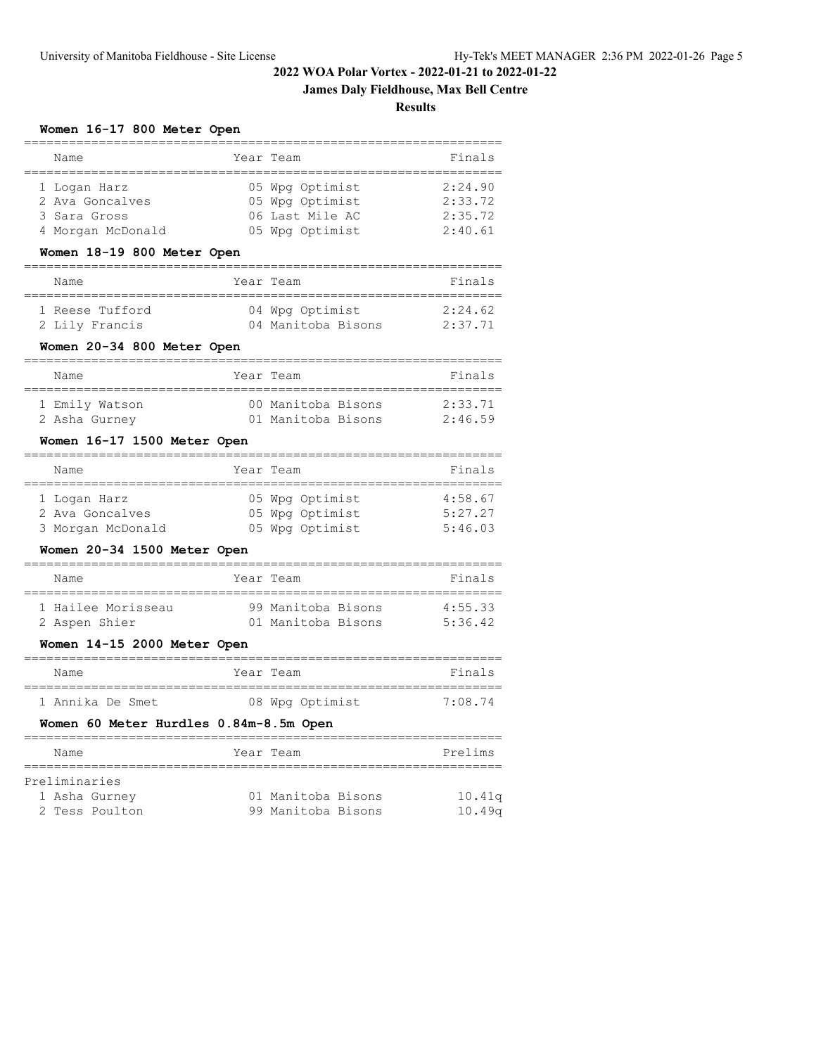# 2022 WOA Polar Vortex - 2022-01-21 to 2022-01-22

## James Daly Fieldhouse, Max Bell Centre

## Results

### Women 16-17 800 Meter Open

| | Name | Year | Team | Finals |
|---|---|---|---|---|
| 1 | Logan Harz | 05 | Wpg Optimist | 2:24.90 |
| 2 | Ava Goncalves | 05 | Wpg Optimist | 2:33.72 |
| 3 | Sara Gross | 06 | Last Mile AC | 2:35.72 |
| 4 | Morgan McDonald | 05 | Wpg Optimist | 2:40.61 |

### Women 18-19 800 Meter Open

| | Name | Year | Team | Finals |
|---|---|---|---|---|
| 1 | Reese Tufford | 04 | Wpg Optimist | 2:24.62 |
| 2 | Lily Francis | 04 | Manitoba Bisons | 2:37.71 |

### Women 20-34 800 Meter Open

| | Name | Year | Team | Finals |
|---|---|---|---|---|
| 1 | Emily Watson | 00 | Manitoba Bisons | 2:33.71 |
| 2 | Asha Gurney | 01 | Manitoba Bisons | 2:46.59 |

### Women 16-17 1500 Meter Open

| | Name | Year | Team | Finals |
|---|---|---|---|---|
| 1 | Logan Harz | 05 | Wpg Optimist | 4:58.67 |
| 2 | Ava Goncalves | 05 | Wpg Optimist | 5:27.27 |
| 3 | Morgan McDonald | 05 | Wpg Optimist | 5:46.03 |

### Women 20-34 1500 Meter Open

| | Name | Year | Team | Finals |
|---|---|---|---|---|
| 1 | Hailee Morisseau | 99 | Manitoba Bisons | 4:55.33 |
| 2 | Aspen Shier | 01 | Manitoba Bisons | 5:36.42 |

### Women 14-15 2000 Meter Open

| | Name | Year | Team | Finals |
|---|---|---|---|---|
| 1 | Annika De Smet | 08 | Wpg Optimist | 7:08.74 |

### Women 60 Meter Hurdles 0.84m-8.5m Open

| | Name | Year | Team | Prelims |
|---|---|---|---|---|
| Preliminaries | | | | |
| 1 | Asha Gurney | 01 | Manitoba Bisons | 10.41q |
| 2 | Tess Poulton | 99 | Manitoba Bisons | 10.49q |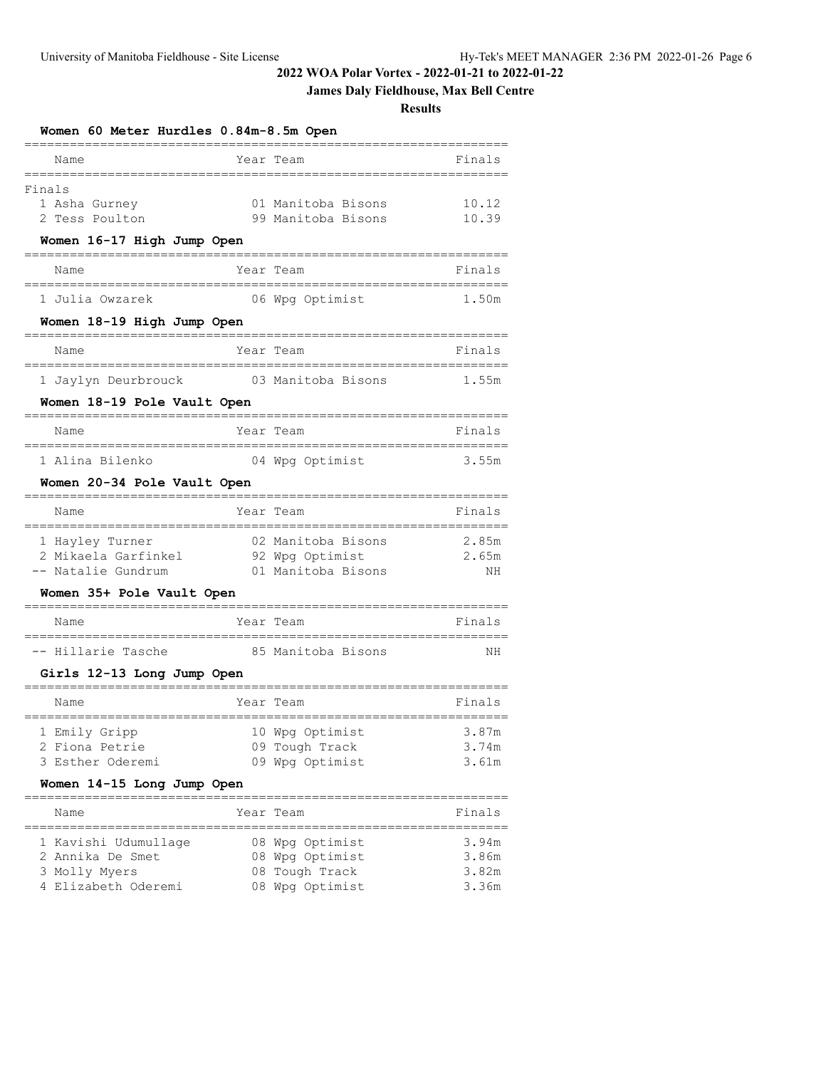# 2022 WOA Polar Vortex - 2022-01-21 to 2022-01-22

## James Daly Fieldhouse, Max Bell Centre

### Results

#### Women 60 Meter Hurdles 0.84m-8.5m Open

| Name | Year | Team | Finals |
|---|---|---|---|
| **Finals** | | | |
| 1 Asha Gurney | 01 | Manitoba Bisons | 10.12 |
| 2 Tess Poulton | 99 | Manitoba Bisons | 10.39 |

#### Women 16-17 High Jump Open

| Name | Year | Team | Finals |
|---|---|---|---|
| 1 Julia Owzarek | 06 | Wpg Optimist | 1.50m |

#### Women 18-19 High Jump Open

| Name | Year | Team | Finals |
|---|---|---|---|
| 1 Jaylyn Deurbrouck | 03 | Manitoba Bisons | 1.55m |

#### Women 18-19 Pole Vault Open

| Name | Year | Team | Finals |
|---|---|---|---|
| 1 Alina Bilenko | 04 | Wpg Optimist | 3.55m |

#### Women 20-34 Pole Vault Open

| Name | Year | Team | Finals |
|---|---|---|---|
| 1 Hayley Turner | 02 | Manitoba Bisons | 2.85m |
| 2 Mikaela Garfinkel | 92 | Wpg Optimist | 2.65m |
| -- Natalie Gundrum | 01 | Manitoba Bisons | NH |

#### Women 35+ Pole Vault Open

| Name | Year | Team | Finals |
|---|---|---|---|
| -- Hillarie Tasche | 85 | Manitoba Bisons | NH |

#### Girls 12-13 Long Jump Open

| Name | Year | Team | Finals |
|---|---|---|---|
| 1 Emily Gripp | 10 | Wpg Optimist | 3.87m |
| 2 Fiona Petrie | 09 | Tough Track | 3.74m |
| 3 Esther Oderemi | 09 | Wpg Optimist | 3.61m |

#### Women 14-15 Long Jump Open

| Name | Year | Team | Finals |
|---|---|---|---|
| 1 Kavishi Udumullage | 08 | Wpg Optimist | 3.94m |
| 2 Annika De Smet | 08 | Wpg Optimist | 3.86m |
| 3 Molly Myers | 08 | Tough Track | 3.82m |
| 4 Elizabeth Oderemi | 08 | Wpg Optimist | 3.36m |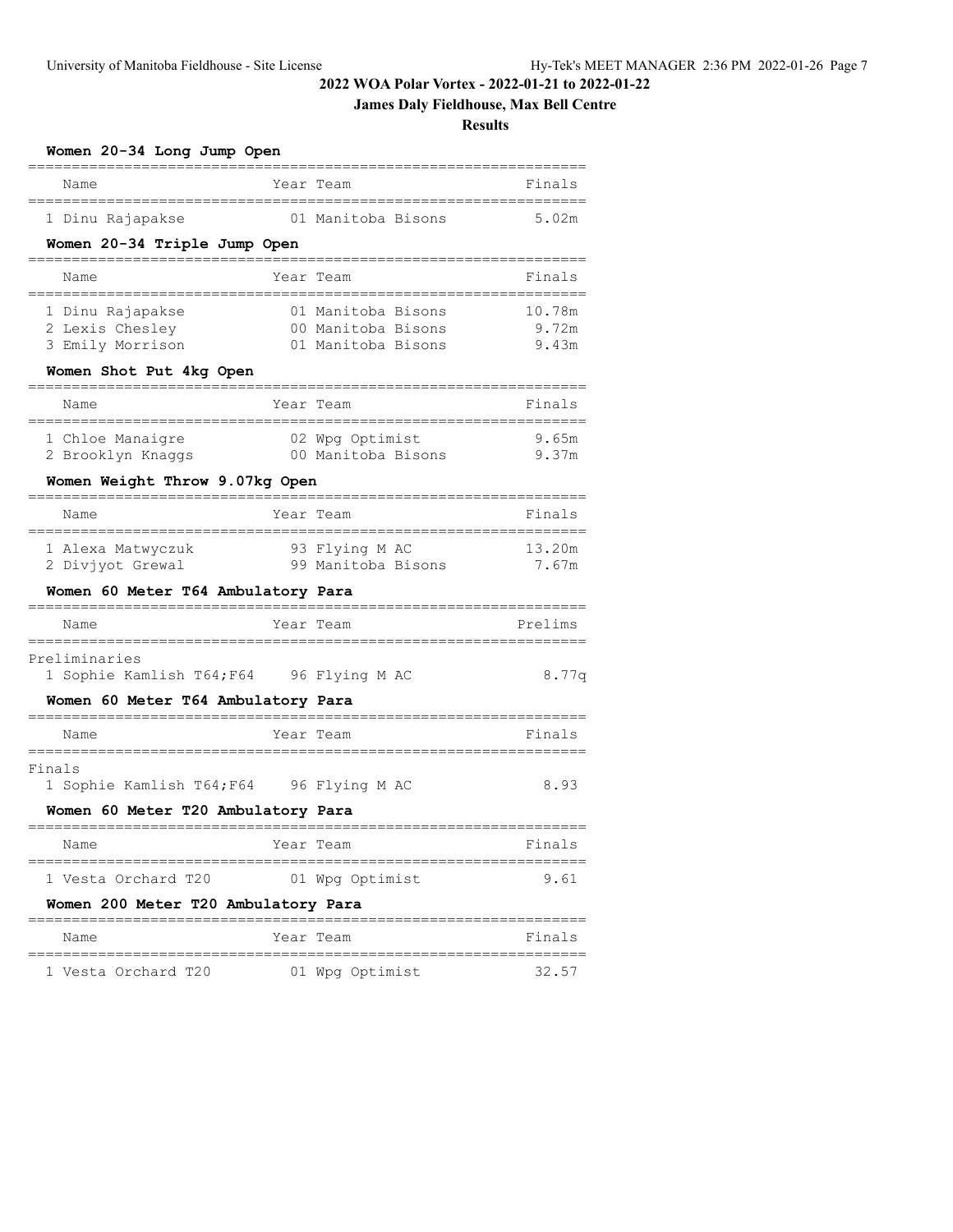## 2022 WOA Polar Vortex - 2022-01-21 to 2022-01-22

### James Daly Fieldhouse, Max Bell Centre

### Results

#### Women 20-34 Long Jump Open

| | Name | Year | Team | Finals |
|---|---|---|---|---|
| 1 | Dinu Rajapakse | 01 | Manitoba Bisons | 5.02m |

#### Women 20-34 Triple Jump Open

| | Name | Year | Team | Finals |
|---|---|---|---|---|
| 1 | Dinu Rajapakse | 01 | Manitoba Bisons | 10.78m |
| 2 | Lexis Chesley | 00 | Manitoba Bisons | 9.72m |
| 3 | Emily Morrison | 01 | Manitoba Bisons | 9.43m |

#### Women Shot Put 4kg Open

| | Name | Year | Team | Finals |
|---|---|---|---|---|
| 1 | Chloe Manaigre | 02 | Wpg Optimist | 9.65m |
| 2 | Brooklyn Knaggs | 00 | Manitoba Bisons | 9.37m |

#### Women Weight Throw 9.07kg Open

| | Name | Year | Team | Finals |
|---|---|---|---|---|
| 1 | Alexa Matwyczuk | 93 | Flying M AC | 13.20m |
| 2 | Divjyot Grewal | 99 | Manitoba Bisons | 7.67m |

#### Women 60 Meter T64 Ambulatory Para

Preliminaries

| | Name | Year | Team | Prelims |
|---|---|---|---|---|
| 1 | Sophie Kamlish T64;F64 | 96 | Flying M AC | 8.77q |

#### Women 60 Meter T64 Ambulatory Para

Finals

| | Name | Year | Team | Finals |
|---|---|---|---|---|
| 1 | Sophie Kamlish T64;F64 | 96 | Flying M AC | 8.93 |

#### Women 60 Meter T20 Ambulatory Para

| | Name | Year | Team | Finals |
|---|---|---|---|---|
| 1 | Vesta Orchard T20 | 01 | Wpg Optimist | 9.61 |

#### Women 200 Meter T20 Ambulatory Para

| | Name | Year | Team | Finals |
|---|---|---|---|---|
| 1 | Vesta Orchard T20 | 01 | Wpg Optimist | 32.57 |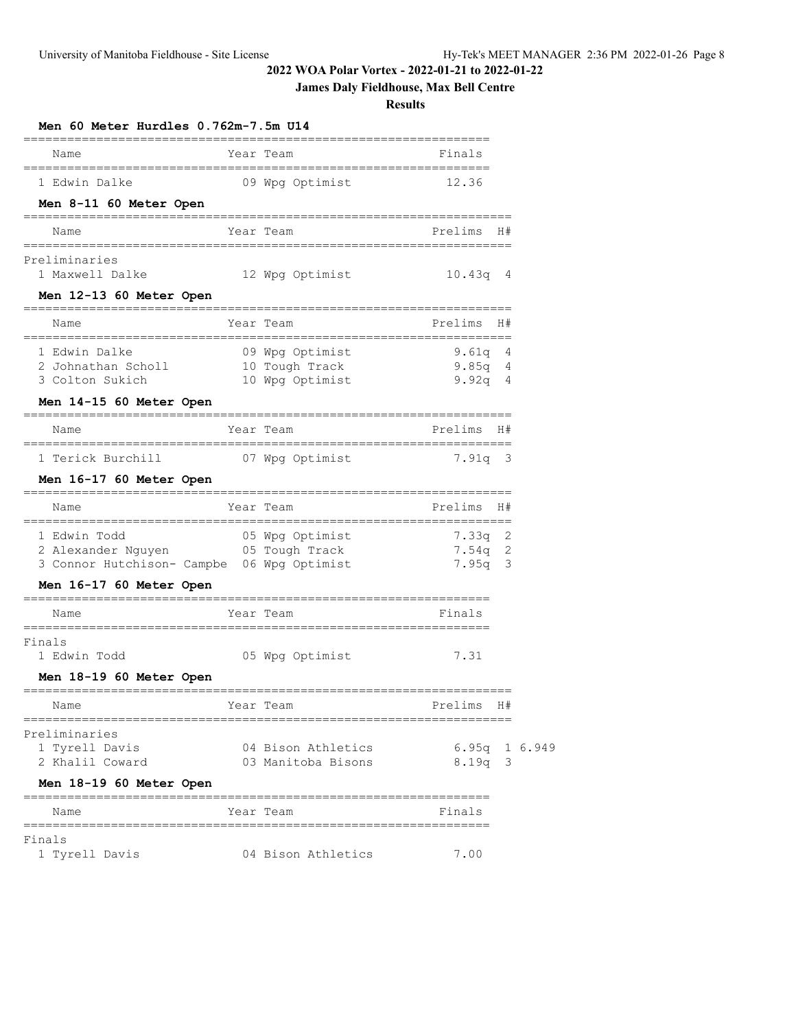## 2022 WOA Polar Vortex - 2022-01-21 to 2022-01-22

**James Daly Fieldhouse, Max Bell Centre**

**Results**

### Men 60 Meter Hurdles 0.762m-7.5m U14

| Name | Year | Team | Finals |
|---|---|---|---|
| 1 Edwin Dalke | 09 | Wpg Optimist | 12.36 |

### Men 8-11 60 Meter Open

| Name | Year | Team | Prelims | H# |
|---|---|---|---|---|
| **Preliminaries** | | | | |
| 1 Maxwell Dalke | 12 | Wpg Optimist | 10.43q | 4 |

### Men 12-13 60 Meter Open

| Name | Year | Team | Prelims | H# |
|---|---|---|---|---|
| 1 Edwin Dalke | 09 | Wpg Optimist | 9.61q | 4 |
| 2 Johnathan Scholl | 10 | Tough Track | 9.85q | 4 |
| 3 Colton Sukich | 10 | Wpg Optimist | 9.92q | 4 |

### Men 14-15 60 Meter Open

| Name | Year | Team | Prelims | H# |
|---|---|---|---|---|
| 1 Terick Burchill | 07 | Wpg Optimist | 7.91q | 3 |

### Men 16-17 60 Meter Open

| Name | Year | Team | Prelims | H# |
|---|---|---|---|---|
| 1 Edwin Todd | 05 | Wpg Optimist | 7.33q | 2 |
| 2 Alexander Nguyen | 05 | Tough Track | 7.54q | 2 |
| 3 Connor Hutchison- Campbe | 06 | Wpg Optimist | 7.95q | 3 |

### Men 16-17 60 Meter Open

| Name | Year | Team | Finals |
|---|---|---|---|
| **Finals** | | | |
| 1 Edwin Todd | 05 | Wpg Optimist | 7.31 |

### Men 18-19 60 Meter Open

| Name | Year | Team | Prelims | H# | |
|---|---|---|---|---|---|
| **Preliminaries** | | | | | |
| 1 Tyrell Davis | 04 | Bison Athletics | 6.95q | 1 | 6.949 |
| 2 Khalil Coward | 03 | Manitoba Bisons | 8.19q | 3 | |

### Men 18-19 60 Meter Open

| Name | Year | Team | Finals |
|---|---|---|---|
| **Finals** | | | |
| 1 Tyrell Davis | 04 | Bison Athletics | 7.00 |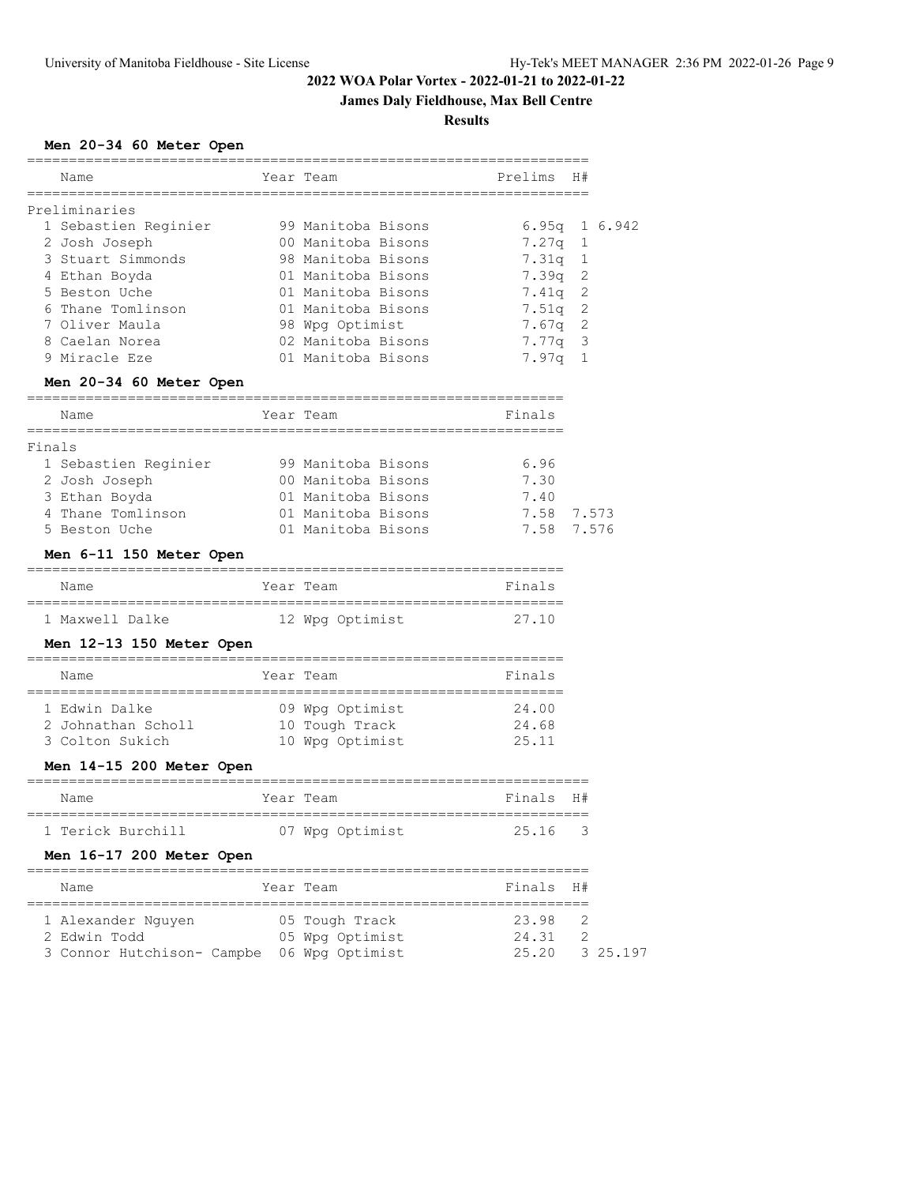## 2022 WOA Polar Vortex - 2022-01-21 to 2022-01-22

**James Daly Fieldhouse, Max Bell Centre**

**Results**

### Men 20-34 60 Meter Open

Preliminaries

| Name | Year | Team | Prelims | H# | |
|---|---|---|---|---|---|
| 1 Sebastien Reginier | 99 | Manitoba Bisons | 6.95q | 1 | 6.942 |
| 2 Josh Joseph | 00 | Manitoba Bisons | 7.27q | 1 | |
| 3 Stuart Simmonds | 98 | Manitoba Bisons | 7.31q | 1 | |
| 4 Ethan Boyda | 01 | Manitoba Bisons | 7.39q | 2 | |
| 5 Beston Uche | 01 | Manitoba Bisons | 7.41q | 2 | |
| 6 Thane Tomlinson | 01 | Manitoba Bisons | 7.51q | 2 | |
| 7 Oliver Maula | 98 | Wpg Optimist | 7.67q | 2 | |
| 8 Caelan Norea | 02 | Manitoba Bisons | 7.77q | 3 | |
| 9 Miracle Eze | 01 | Manitoba Bisons | 7.97q | 1 | |

### Men 20-34 60 Meter Open

Finals

| Name | Year | Team | Finals | |
|---|---|---|---|---|
| 1 Sebastien Reginier | 99 | Manitoba Bisons | 6.96 | |
| 2 Josh Joseph | 00 | Manitoba Bisons | 7.30 | |
| 3 Ethan Boyda | 01 | Manitoba Bisons | 7.40 | |
| 4 Thane Tomlinson | 01 | Manitoba Bisons | 7.58 | 7.573 |
| 5 Beston Uche | 01 | Manitoba Bisons | 7.58 | 7.576 |

### Men 6-11 150 Meter Open

| Name | Year | Team | Finals |
|---|---|---|---|
| 1 Maxwell Dalke | 12 | Wpg Optimist | 27.10 |

### Men 12-13 150 Meter Open

| Name | Year | Team | Finals |
|---|---|---|---|
| 1 Edwin Dalke | 09 | Wpg Optimist | 24.00 |
| 2 Johnathan Scholl | 10 | Tough Track | 24.68 |
| 3 Colton Sukich | 10 | Wpg Optimist | 25.11 |

### Men 14-15 200 Meter Open

| Name | Year | Team | Finals | H# |
|---|---|---|---|---|
| 1 Terick Burchill | 07 | Wpg Optimist | 25.16 | 3 |

### Men 16-17 200 Meter Open

| Name | Year | Team | Finals | H# | |
|---|---|---|---|---|---|
| 1 Alexander Nguyen | 05 | Tough Track | 23.98 | 2 | |
| 2 Edwin Todd | 05 | Wpg Optimist | 24.31 | 2 | |
| 3 Connor Hutchison- Campbe | 06 | Wpg Optimist | 25.20 | 3 | 25.197 |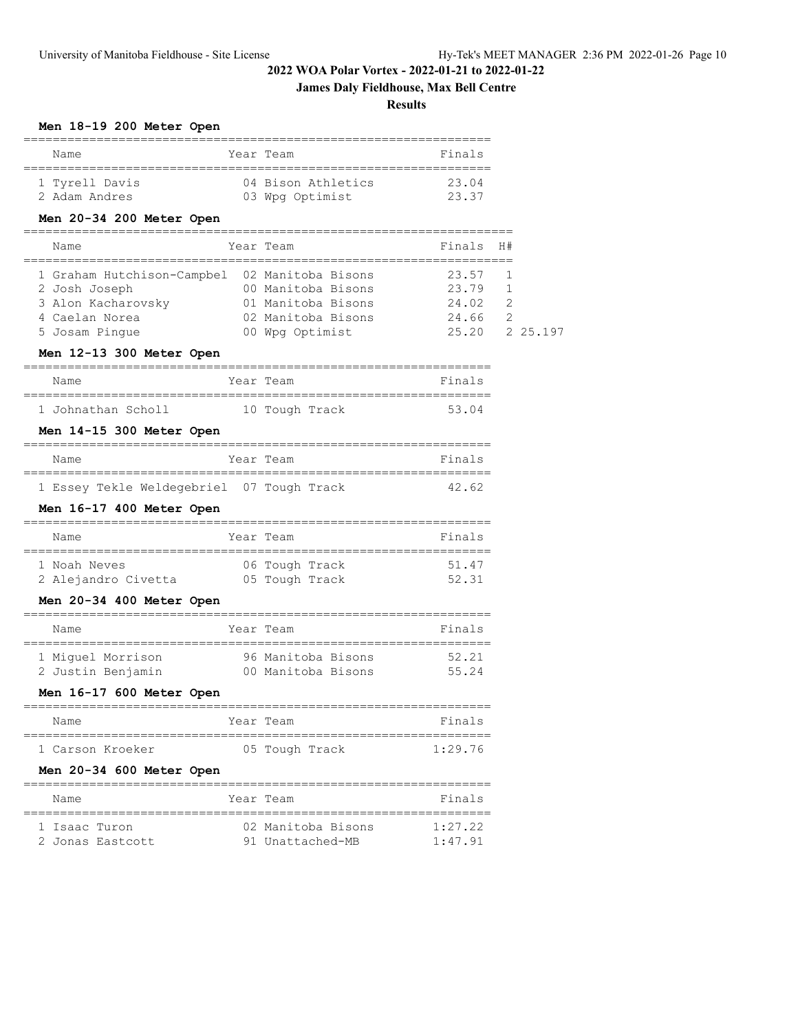## 2022 WOA Polar Vortex - 2022-01-21 to 2022-01-22

### James Daly Fieldhouse, Max Bell Centre

### Results

#### Men 18-19 200 Meter Open

| | Name | Year | Team | Finals |
|---|---|---|---|---|
| 1 | Tyrell Davis | 04 | Bison Athletics | 23.04 |
| 2 | Adam Andres | 03 | Wpg Optimist | 23.37 |

#### Men 20-34 200 Meter Open

| | Name | Year | Team | Finals | H# | |
|---|---|---|---|---|---|---|
| 1 | Graham Hutchison-Campbel | 02 | Manitoba Bisons | 23.57 | 1 | |
| 2 | Josh Joseph | 00 | Manitoba Bisons | 23.79 | 1 | |
| 3 | Alon Kacharovsky | 01 | Manitoba Bisons | 24.02 | 2 | |
| 4 | Caelan Norea | 02 | Manitoba Bisons | 24.66 | 2 | |
| 5 | Josam Pingue | 00 | Wpg Optimist | 25.20 | 2 | 25.197 |

#### Men 12-13 300 Meter Open

| | Name | Year | Team | Finals |
|---|---|---|---|---|
| 1 | Johnathan Scholl | 10 | Tough Track | 53.04 |

#### Men 14-15 300 Meter Open

| | Name | Year | Team | Finals |
|---|---|---|---|---|
| 1 | Essey Tekle Weldegebriel | 07 | Tough Track | 42.62 |

#### Men 16-17 400 Meter Open

| | Name | Year | Team | Finals |
|---|---|---|---|---|
| 1 | Noah Neves | 06 | Tough Track | 51.47 |
| 2 | Alejandro Civetta | 05 | Tough Track | 52.31 |

#### Men 20-34 400 Meter Open

| | Name | Year | Team | Finals |
|---|---|---|---|---|
| 1 | Miguel Morrison | 96 | Manitoba Bisons | 52.21 |
| 2 | Justin Benjamin | 00 | Manitoba Bisons | 55.24 |

#### Men 16-17 600 Meter Open

| | Name | Year | Team | Finals |
|---|---|---|---|---|
| 1 | Carson Kroeker | 05 | Tough Track | 1:29.76 |

#### Men 20-34 600 Meter Open

| | Name | Year | Team | Finals |
|---|---|---|---|---|
| 1 | Isaac Turon | 02 | Manitoba Bisons | 1:27.22 |
| 2 | Jonas Eastcott | 91 | Unattached-MB | 1:47.91 |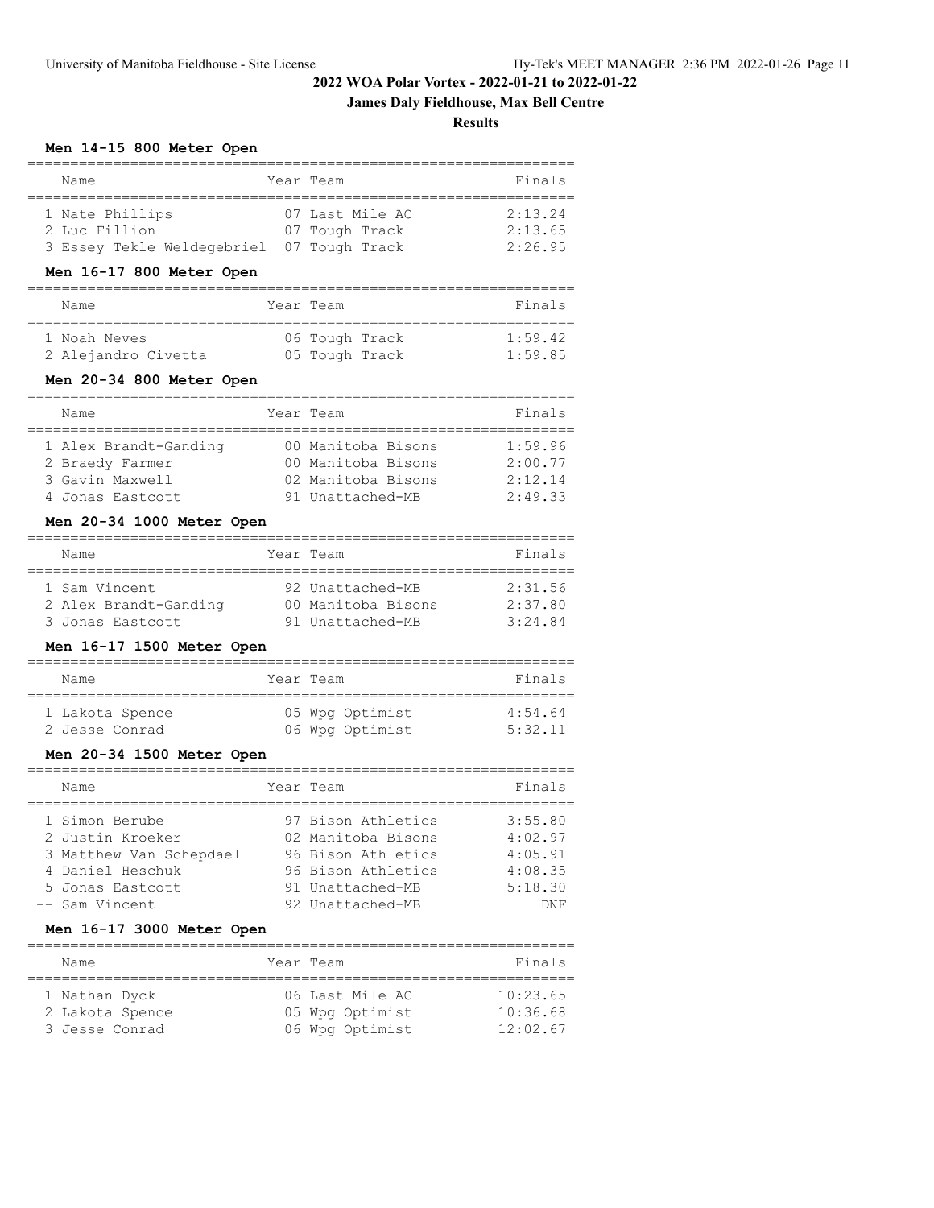## 2022 WOA Polar Vortex - 2022-01-21 to 2022-01-22

### James Daly Fieldhouse, Max Bell Centre

### Results

#### Men 14-15 800 Meter Open

| | Name | Year | Team | Finals |
|---|---|---|---|---|
| 1 | Nate Phillips | 07 | Last Mile AC | 2:13.24 |
| 2 | Luc Fillion | 07 | Tough Track | 2:13.65 |
| 3 | Essey Tekle Weldegebriel | 07 | Tough Track | 2:26.95 |

#### Men 16-17 800 Meter Open

| | Name | Year | Team | Finals |
|---|---|---|---|---|
| 1 | Noah Neves | 06 | Tough Track | 1:59.42 |
| 2 | Alejandro Civetta | 05 | Tough Track | 1:59.85 |

#### Men 20-34 800 Meter Open

| | Name | Year | Team | Finals |
|---|---|---|---|---|
| 1 | Alex Brandt-Ganding | 00 | Manitoba Bisons | 1:59.96 |
| 2 | Braedy Farmer | 00 | Manitoba Bisons | 2:00.77 |
| 3 | Gavin Maxwell | 02 | Manitoba Bisons | 2:12.14 |
| 4 | Jonas Eastcott | 91 | Unattached-MB | 2:49.33 |

#### Men 20-34 1000 Meter Open

| | Name | Year | Team | Finals |
|---|---|---|---|---|
| 1 | Sam Vincent | 92 | Unattached-MB | 2:31.56 |
| 2 | Alex Brandt-Ganding | 00 | Manitoba Bisons | 2:37.80 |
| 3 | Jonas Eastcott | 91 | Unattached-MB | 3:24.84 |

#### Men 16-17 1500 Meter Open

| | Name | Year | Team | Finals |
|---|---|---|---|---|
| 1 | Lakota Spence | 05 | Wpg Optimist | 4:54.64 |
| 2 | Jesse Conrad | 06 | Wpg Optimist | 5:32.11 |

#### Men 20-34 1500 Meter Open

| | Name | Year | Team | Finals |
|---|---|---|---|---|
| 1 | Simon Berube | 97 | Bison Athletics | 3:55.80 |
| 2 | Justin Kroeker | 02 | Manitoba Bisons | 4:02.97 |
| 3 | Matthew Van Schepdael | 96 | Bison Athletics | 4:05.91 |
| 4 | Daniel Heschuk | 96 | Bison Athletics | 4:08.35 |
| 5 | Jonas Eastcott | 91 | Unattached-MB | 5:18.30 |
| -- | Sam Vincent | 92 | Unattached-MB | DNF |

#### Men 16-17 3000 Meter Open

| | Name | Year | Team | Finals |
|---|---|---|---|---|
| 1 | Nathan Dyck | 06 | Last Mile AC | 10:23.65 |
| 2 | Lakota Spence | 05 | Wpg Optimist | 10:36.68 |
| 3 | Jesse Conrad | 06 | Wpg Optimist | 12:02.67 |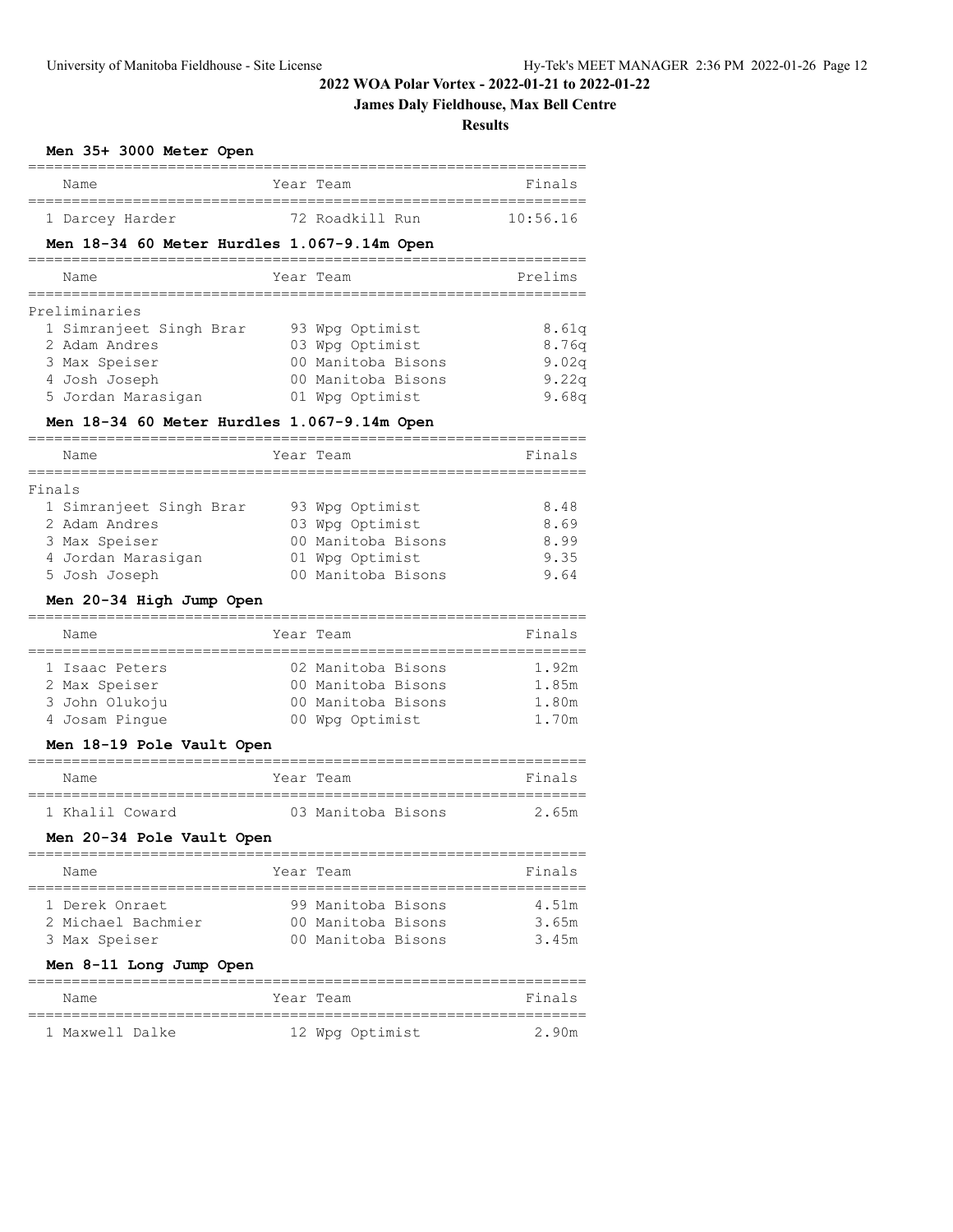# 2022 WOA Polar Vortex - 2022-01-21 to 2022-01-22

## James Daly Fieldhouse, Max Bell Centre

### Results

**Men 35+ 3000 Meter Open**

| Name | Year | Team | Finals |
|---|---|---|---|
| 1 Darcey Harder | 72 | Roadkill Run | 10:56.16 |

**Men 18-34 60 Meter Hurdles 1.067-9.14m Open**

| Name | Year | Team | Prelims |
|---|---|---|---|
| Preliminaries | | | |
| 1 Simranjeet Singh Brar | 93 | Wpg Optimist | 8.61q |
| 2 Adam Andres | 03 | Wpg Optimist | 8.76q |
| 3 Max Speiser | 00 | Manitoba Bisons | 9.02q |
| 4 Josh Joseph | 00 | Manitoba Bisons | 9.22q |
| 5 Jordan Marasigan | 01 | Wpg Optimist | 9.68q |

**Men 18-34 60 Meter Hurdles 1.067-9.14m Open**

| Name | Year | Team | Finals |
|---|---|---|---|
| Finals | | | |
| 1 Simranjeet Singh Brar | 93 | Wpg Optimist | 8.48 |
| 2 Adam Andres | 03 | Wpg Optimist | 8.69 |
| 3 Max Speiser | 00 | Manitoba Bisons | 8.99 |
| 4 Jordan Marasigan | 01 | Wpg Optimist | 9.35 |
| 5 Josh Joseph | 00 | Manitoba Bisons | 9.64 |

**Men 20-34 High Jump Open**

| Name | Year | Team | Finals |
|---|---|---|---|
| 1 Isaac Peters | 02 | Manitoba Bisons | 1.92m |
| 2 Max Speiser | 00 | Manitoba Bisons | 1.85m |
| 3 John Olukoju | 00 | Manitoba Bisons | 1.80m |
| 4 Josam Pingue | 00 | Wpg Optimist | 1.70m |

**Men 18-19 Pole Vault Open**

| Name | Year | Team | Finals |
|---|---|---|---|
| 1 Khalil Coward | 03 | Manitoba Bisons | 2.65m |

**Men 20-34 Pole Vault Open**

| Name | Year | Team | Finals |
|---|---|---|---|
| 1 Derek Onraet | 99 | Manitoba Bisons | 4.51m |
| 2 Michael Bachmier | 00 | Manitoba Bisons | 3.65m |
| 3 Max Speiser | 00 | Manitoba Bisons | 3.45m |

**Men 8-11 Long Jump Open**

| Name | Year | Team | Finals |
|---|---|---|---|
| 1 Maxwell Dalke | 12 | Wpg Optimist | 2.90m |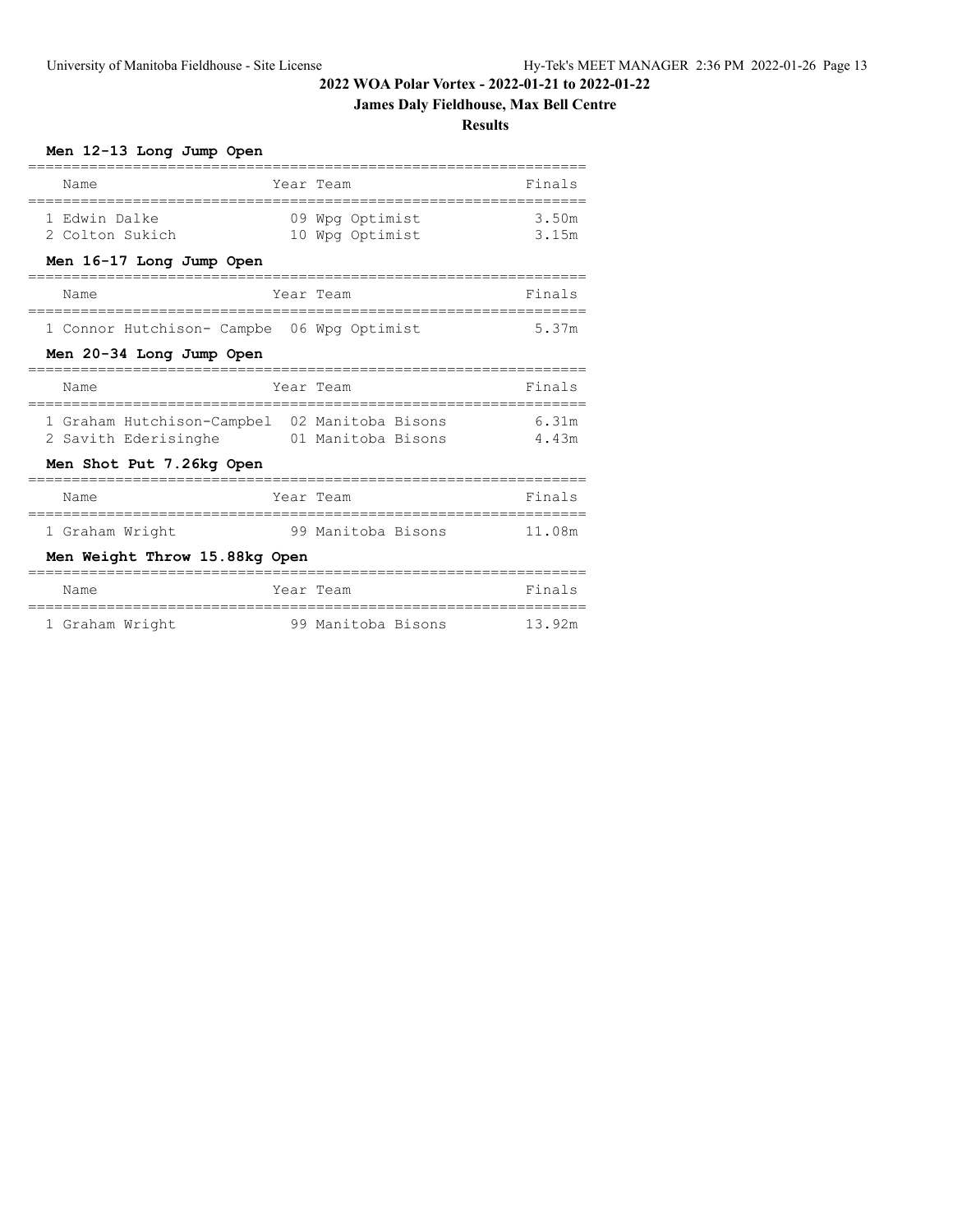## 2022 WOA Polar Vortex - 2022-01-21 to 2022-01-22

### James Daly Fieldhouse, Max Bell Centre

### Results

**Men 12-13 Long Jump Open**

| | Name | Year | Team | Finals |
|---|---|---|---|---|
| 1 | Edwin Dalke | 09 | Wpg Optimist | 3.50m |
| 2 | Colton Sukich | 10 | Wpg Optimist | 3.15m |

**Men 16-17 Long Jump Open**

| | Name | Year | Team | Finals |
|---|---|---|---|---|
| 1 | Connor Hutchison- Campbe | 06 | Wpg Optimist | 5.37m |

**Men 20-34 Long Jump Open**

| | Name | Year | Team | Finals |
|---|---|---|---|---|
| 1 | Graham Hutchison-Campbel | 02 | Manitoba Bisons | 6.31m |
| 2 | Savith Ederisinghe | 01 | Manitoba Bisons | 4.43m |

**Men Shot Put 7.26kg Open**

| | Name | Year | Team | Finals |
|---|---|---|---|---|
| 1 | Graham Wright | 99 | Manitoba Bisons | 11.08m |

**Men Weight Throw 15.88kg Open**

| | Name | Year | Team | Finals |
|---|---|---|---|---|
| 1 | Graham Wright | 99 | Manitoba Bisons | 13.92m |